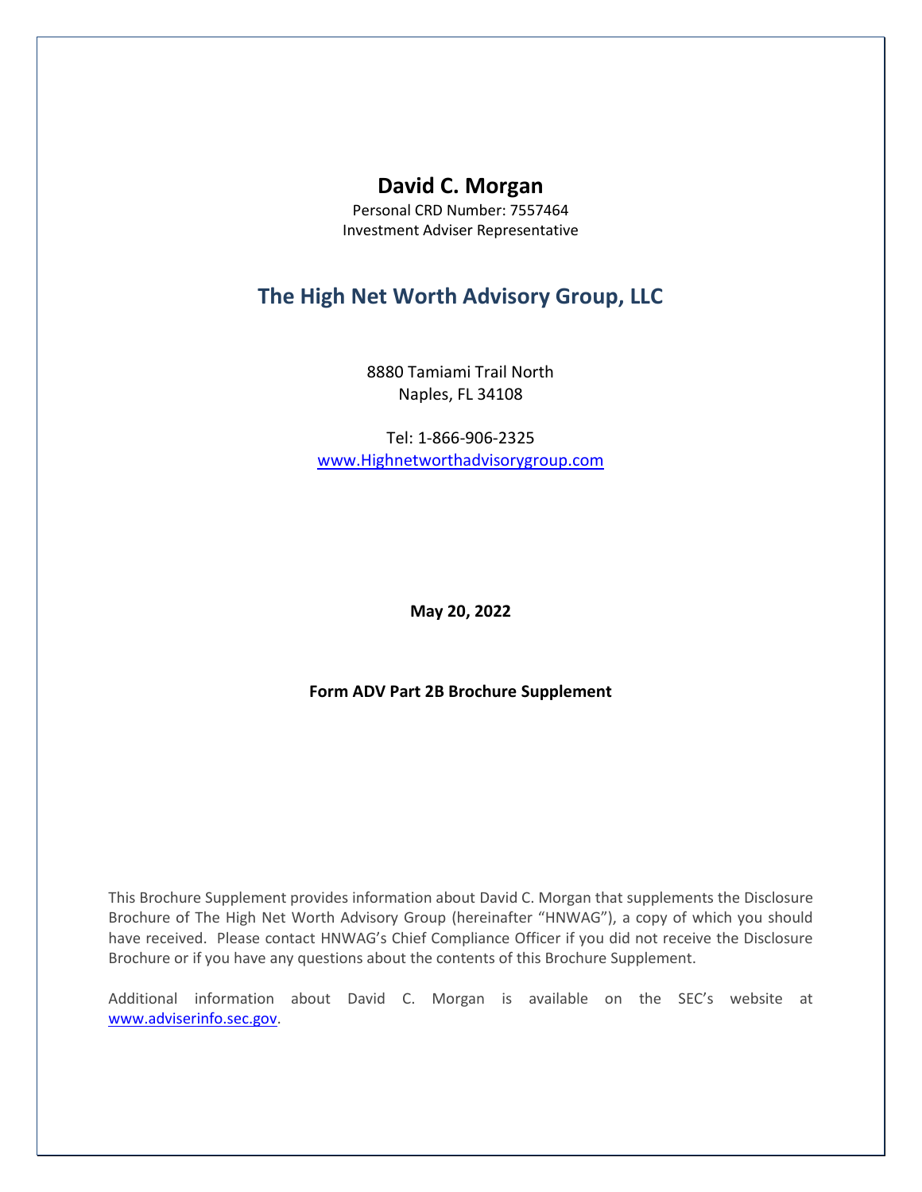# David C. Morgan

Personal CRD Number: 7557464
Investment Adviser Representative

## The High Net Worth Advisory Group, LLC

8880 Tamiami Trail North
Naples, FL 34108

Tel: 1-866-906-2325
www.Highnetworthadvisorygroup.com

**May 20, 2022**

**Form ADV Part 2B Brochure Supplement**

This Brochure Supplement provides information about David C. Morgan that supplements the Disclosure Brochure of The High Net Worth Advisory Group (hereinafter "HNWAG"), a copy of which you should have received. Please contact HNWAG's Chief Compliance Officer if you did not receive the Disclosure Brochure or if you have any questions about the contents of this Brochure Supplement.

Additional information about David C. Morgan is available on the SEC's website at www.adviserinfo.sec.gov.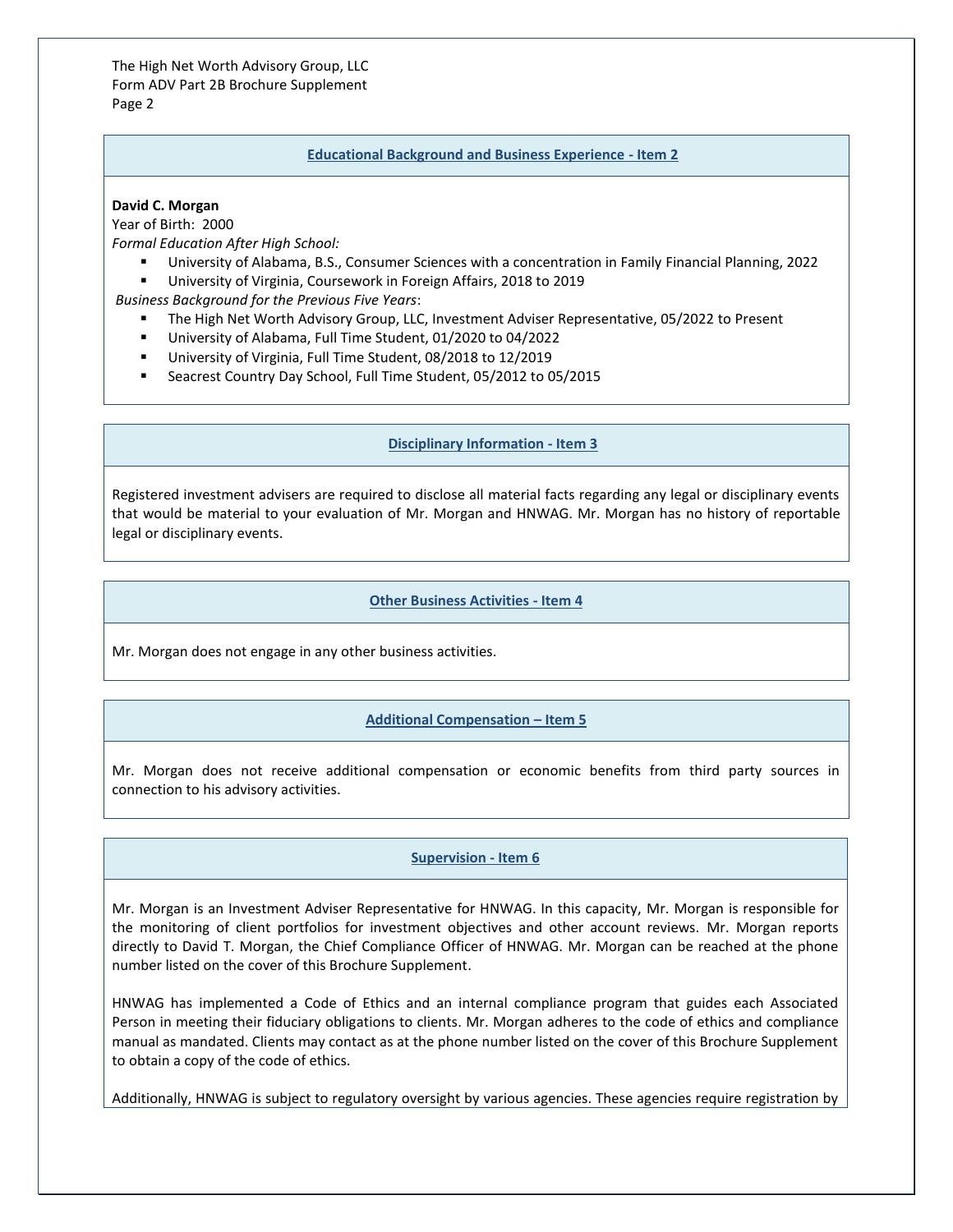## Educational Background and Business Experience - Item 2

**David C. Morgan**

Year of Birth: 2000

*Formal Education After High School:*

- University of Alabama, B.S., Consumer Sciences with a concentration in Family Financial Planning, 2022
- University of Virginia, Coursework in Foreign Affairs, 2018 to 2019

*Business Background for the Previous Five Years*:

- The High Net Worth Advisory Group, LLC, Investment Adviser Representative, 05/2022 to Present
- University of Alabama, Full Time Student, 01/2020 to 04/2022
- University of Virginia, Full Time Student, 08/2018 to 12/2019
- Seacrest Country Day School, Full Time Student, 05/2012 to 05/2015

## Disciplinary Information - Item 3

Registered investment advisers are required to disclose all material facts regarding any legal or disciplinary events that would be material to your evaluation of Mr. Morgan and HNWAG. Mr. Morgan has no history of reportable legal or disciplinary events.

## Other Business Activities - Item 4

Mr. Morgan does not engage in any other business activities.

## Additional Compensation – Item 5

Mr. Morgan does not receive additional compensation or economic benefits from third party sources in connection to his advisory activities.

## Supervision - Item 6

Mr. Morgan is an Investment Adviser Representative for HNWAG. In this capacity, Mr. Morgan is responsible for the monitoring of client portfolios for investment objectives and other account reviews. Mr. Morgan reports directly to David T. Morgan, the Chief Compliance Officer of HNWAG. Mr. Morgan can be reached at the phone number listed on the cover of this Brochure Supplement.

HNWAG has implemented a Code of Ethics and an internal compliance program that guides each Associated Person in meeting their fiduciary obligations to clients. Mr. Morgan adheres to the code of ethics and compliance manual as mandated. Clients may contact as at the phone number listed on the cover of this Brochure Supplement to obtain a copy of the code of ethics.

Additionally, HNWAG is subject to regulatory oversight by various agencies. These agencies require registration by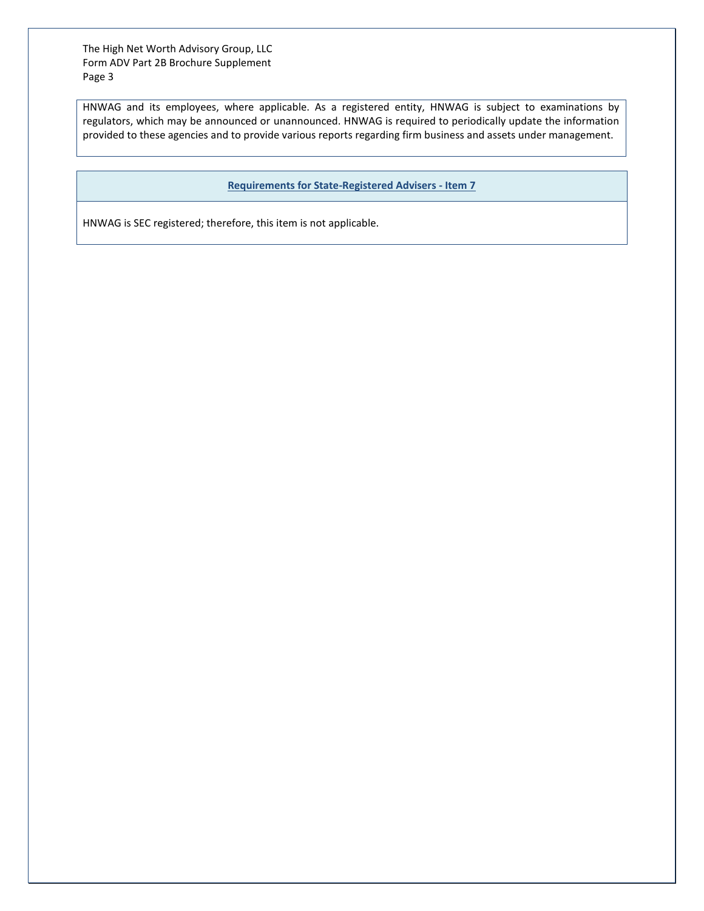HNWAG and its employees, where applicable. As a registered entity, HNWAG is subject to examinations by regulators, which may be announced or unannounced. HNWAG is required to periodically update the information provided to these agencies and to provide various reports regarding firm business and assets under management.

## Requirements for State-Registered Advisers - Item 7

HNWAG is SEC registered; therefore, this item is not applicable.